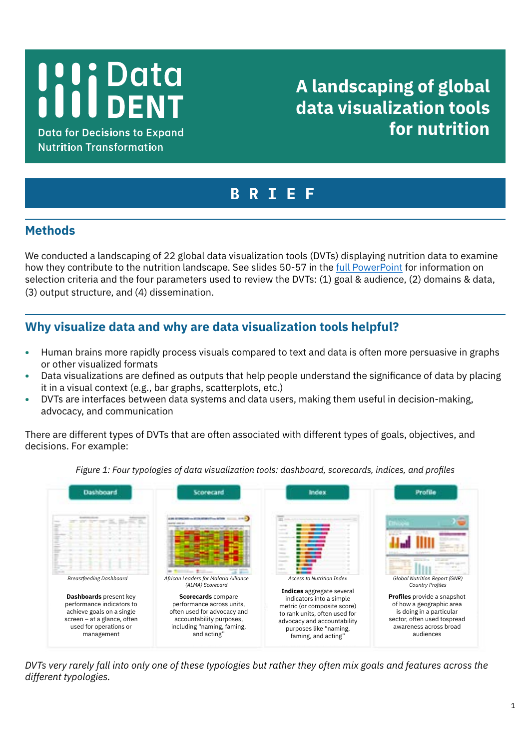# Data DENT

Data for Decisions to Expand Nutrition Transformation

# A landscaping of global data visualization tools for nutrition

## BRIEF

## Methods

We conducted a landscaping of 22 global data visualization tools (DVTs) displaying nutrition data to examine how they contribute to the nutrition landscape. See slides 50-57 in the full PowerPoint for information on selection criteria and the four parameters used to review the DVTs: (1) goal & audience, (2) domains & data, (3) output structure, and (4) dissemination.

## Why visualize data and why are data visualization tools helpful?

- Human brains more rapidly process visuals compared to text and data is often more persuasive in graphs or other visualized formats
- Data visualizations are defined as outputs that help people understand the significance of data by placing it in a visual context (e.g., bar graphs, scatterplots, etc.)
- DVTs are interfaces between data systems and data users, making them useful in decision-making, advocacy, and communication

There are different types of DVTs that are often associated with different types of goals, objectives, and decisions. For example:

*Figure 1: Four typologies of data visualization tools: dashboard, scorecards, indices, and profiles*

**Dashboard**

*Breastfeeding Dashboard*

**Dashboards** present key performance indicators to achieve goals on a single screen – at a glance, often used for operations or management

**Scorecard**

*African Leaders for Malaria Alliance (ALMA) Scorecard*

**Scorecards** compare performance across units, often used for advocacy and accountability purposes, including "naming, faming, and acting"

**Index**

*Access to Nutrition Index*

**Indices** aggregate several indicators into a simple metric (or composite score) to rank units, often used for advocacy and accountability purposes like "naming, faming, and acting"

**Profile**

*Global Nutrition Report (GNR) Country Profiles*

**Profiles** provide a snapshot of how a geographic area is doing in a particular sector, often used tospread awareness across broad audiences

*DVTs very rarely fall into only one of these typologies but rather they often mix goals and features across the different typologies.*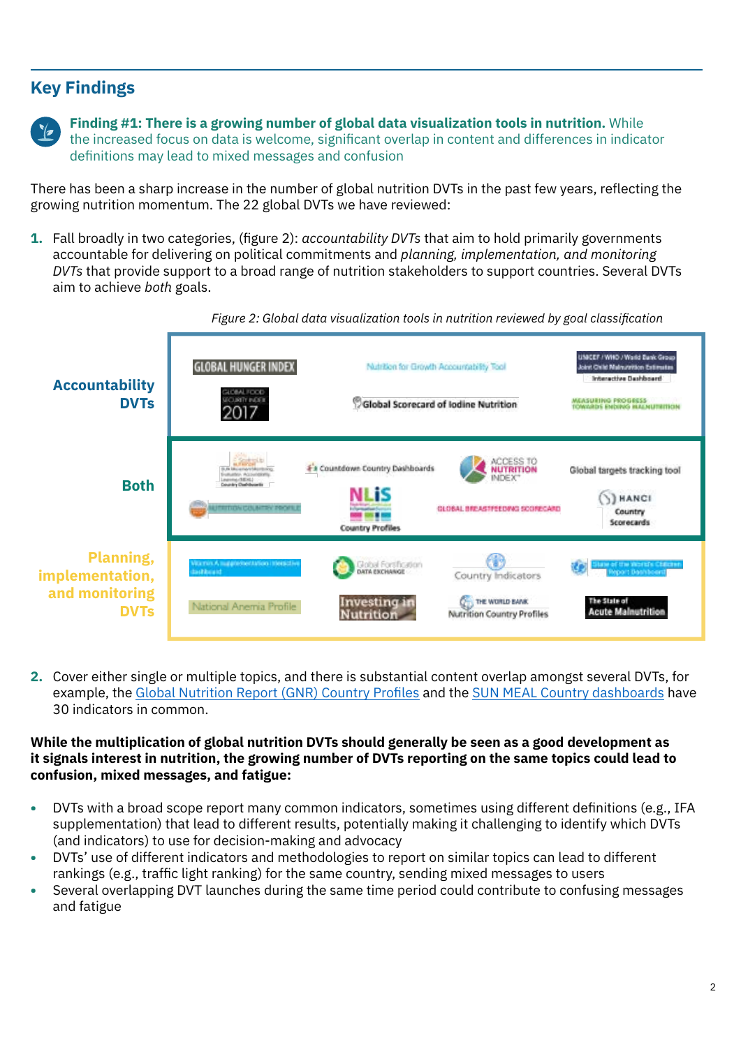## Key Findings

**Finding #1: There is a growing number of global data visualization tools in nutrition.** While the increased focus on data is welcome, significant overlap in content and differences in indicator definitions may lead to mixed messages and confusion

There has been a sharp increase in the number of global nutrition DVTs in the past few years, reflecting the growing nutrition momentum. The 22 global DVTs we have reviewed:

1. Fall broadly in two categories, (figure 2): *accountability DVTs* that aim to hold primarily governments accountable for delivering on political commitments and *planning, implementation, and monitoring DVTs* that provide support to a broad range of nutrition stakeholders to support countries. Several DVTs aim to achieve *both* goals.

*Figure 2: Global data visualization tools in nutrition reviewed by goal classification*

**Accountability DVTs**

GLOBAL HUNGER INDEX
Nutrition for Growth Accountability Tool
UNICEF / WHO / World Bank Group Joint Child Malnutrition Estimates Interactive Dashboard
GLOBAL FOOD SECURITY INDEX 2017
Global Scorecard of Iodine Nutrition
MEASURING PROGRESS TOWARDS ENDING MALNUTRITION

**Both**

Scaling Up Nutrition SUN Movement Monitoring, Evaluation, Accountability, Learning (MEAL) Country Dashboards
Countdown Country Dashboards
ACCESS TO NUTRITION INDEX
Global targets tracking tool
NUTRITION COUNTRY PROFILE
NLiS Country Profiles
GLOBAL BREASTFEEDING SCORECARD
HANCI Country Scorecards

**Planning, implementation, and monitoring DVTs**

Vitamin A supplementation interactive dashboard
Global Fortification DATA EXCHANGE
Country Indicators
State of the World's Children Report Dashboard
National Anemia Profile
Investing in Nutrition
THE WORLD BANK Nutrition Country Profiles
The State of Acute Malnutrition

2. Cover either single or multiple topics, and there is substantial content overlap amongst several DVTs, for example, the Global Nutrition Report (GNR) Country Profiles and the SUN MEAL Country dashboards have 30 indicators in common.

**While the multiplication of global nutrition DVTs should generally be seen as a good development as it signals interest in nutrition, the growing number of DVTs reporting on the same topics could lead to confusion, mixed messages, and fatigue:**

- DVTs with a broad scope report many common indicators, sometimes using different definitions (e.g., IFA supplementation) that lead to different results, potentially making it challenging to identify which DVTs (and indicators) to use for decision-making and advocacy
- DVTs' use of different indicators and methodologies to report on similar topics can lead to different rankings (e.g., traffic light ranking) for the same country, sending mixed messages to users
- Several overlapping DVT launches during the same time period could contribute to confusing messages and fatigue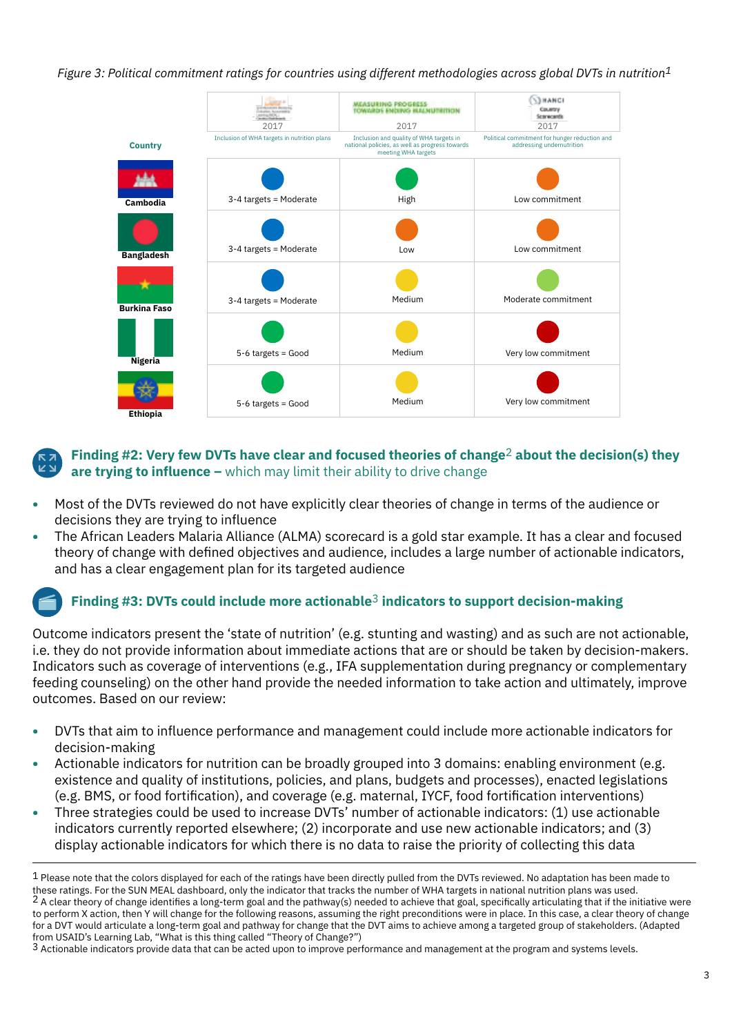*Figure 3: Political commitment ratings for countries using different methodologies across global DVTs in nutrition*[1]

| Country | 2017 | 2017 | 2017 |
|---|---|---|---|
| | Inclusion of WHA targets in nutrition plans | Inclusion and quality of WHA targets in national policies, as well as progress towards meeting WHA targets | Political commitment for hunger reduction and addressing undernutrition |
| Cambodia | 3-4 targets = Moderate | High | Low commitment |
| Bangladesh | 3-4 targets = Moderate | Low | Low commitment |
| Burkina Faso | 3-4 targets = Moderate | Medium | Moderate commitment |
| Nigeria | 5-6 targets = Good | Medium | Very low commitment |
| Ethiopia | 5-6 targets = Good | Medium | Very low commitment |

## Finding #2: Very few DVTs have clear and focused theories of change[2] about the decision(s) they are trying to influence – which may limit their ability to drive change

- Most of the DVTs reviewed do not have explicitly clear theories of change in terms of the audience or decisions they are trying to influence
- The African Leaders Malaria Alliance (ALMA) scorecard is a gold star example. It has a clear and focused theory of change with defined objectives and audience, includes a large number of actionable indicators, and has a clear engagement plan for its targeted audience

## Finding #3: DVTs could include more actionable[3] indicators to support decision-making

Outcome indicators present the 'state of nutrition' (e.g. stunting and wasting) and as such are not actionable, i.e. they do not provide information about immediate actions that are or should be taken by decision-makers. Indicators such as coverage of interventions (e.g., IFA supplementation during pregnancy or complementary feeding counseling) on the other hand provide the needed information to take action and ultimately, improve outcomes. Based on our review:

- DVTs that aim to influence performance and management could include more actionable indicators for decision-making
- Actionable indicators for nutrition can be broadly grouped into 3 domains: enabling environment (e.g. existence and quality of institutions, policies, and plans, budgets and processes), enacted legislations (e.g. BMS, or food fortification), and coverage (e.g. maternal, IYCF, food fortification interventions)
- Three strategies could be used to increase DVTs' number of actionable indicators: (1) use actionable indicators currently reported elsewhere; (2) incorporate and use new actionable indicators; and (3) display actionable indicators for which there is no data to raise the priority of collecting this data

---

[1] Please note that the colors displayed for each of the ratings have been directly pulled from the DVTs reviewed. No adaptation has been made to these ratings. For the SUN MEAL dashboard, only the indicator that tracks the number of WHA targets in national nutrition plans was used.
[2] A clear theory of change identifies a long-term goal and the pathway(s) needed to achieve that goal, specifically articulating that if the initiative were to perform X action, then Y will change for the following reasons, assuming the right preconditions were in place. In this case, a clear theory of change for a DVT would articulate a long-term goal and pathway for change that the DVT aims to achieve among a targeted group of stakeholders. (Adapted from USAID's Learning Lab, "What is this thing called "Theory of Change?")
[3] Actionable indicators provide data that can be acted upon to improve performance and management at the program and systems levels.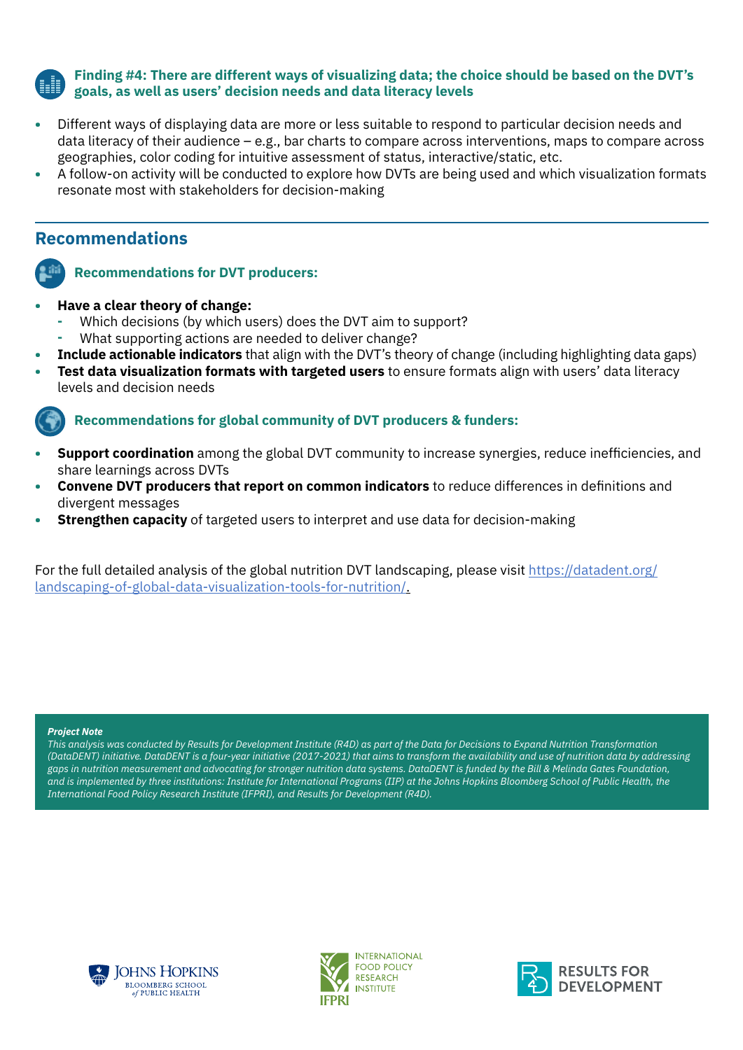### Finding #4: There are different ways of visualizing data; the choice should be based on the DVT's goals, as well as users' decision needs and data literacy levels

- Different ways of displaying data are more or less suitable to respond to particular decision needs and data literacy of their audience – e.g., bar charts to compare across interventions, maps to compare across geographies, color coding for intuitive assessment of status, interactive/static, etc.
- A follow-on activity will be conducted to explore how DVTs are being used and which visualization formats resonate most with stakeholders for decision-making

## Recommendations

### Recommendations for DVT producers:

- **Have a clear theory of change:**
  - Which decisions (by which users) does the DVT aim to support?
  - What supporting actions are needed to deliver change?
- **Include actionable indicators** that align with the DVT's theory of change (including highlighting data gaps)
- **Test data visualization formats with targeted users** to ensure formats align with users' data literacy levels and decision needs

### Recommendations for global community of DVT producers & funders:

- **Support coordination** among the global DVT community to increase synergies, reduce inefficiencies, and share learnings across DVTs
- **Convene DVT producers that report on common indicators** to reduce differences in definitions and divergent messages
- **Strengthen capacity** of targeted users to interpret and use data for decision-making

For the full detailed analysis of the global nutrition DVT landscaping, please visit https://datadent.org/landscaping-of-global-data-visualization-tools-for-nutrition/.

***Project Note***

*This analysis was conducted by Results for Development Institute (R4D) as part of the Data for Decisions to Expand Nutrition Transformation (DataDENT) initiative. DataDENT is a four-year initiative (2017-2021) that aims to transform the availability and use of nutrition data by addressing gaps in nutrition measurement and advocating for stronger nutrition data systems. DataDENT is funded by the Bill & Melinda Gates Foundation, and is implemented by three institutions: Institute for International Programs (IIP) at the Johns Hopkins Bloomberg School of Public Health, the International Food Policy Research Institute (IFPRI), and Results for Development (R4D).*

Johns Hopkins Bloomberg School of Public Health

International Food Policy Research Institute (IFPRI)

Results for Development